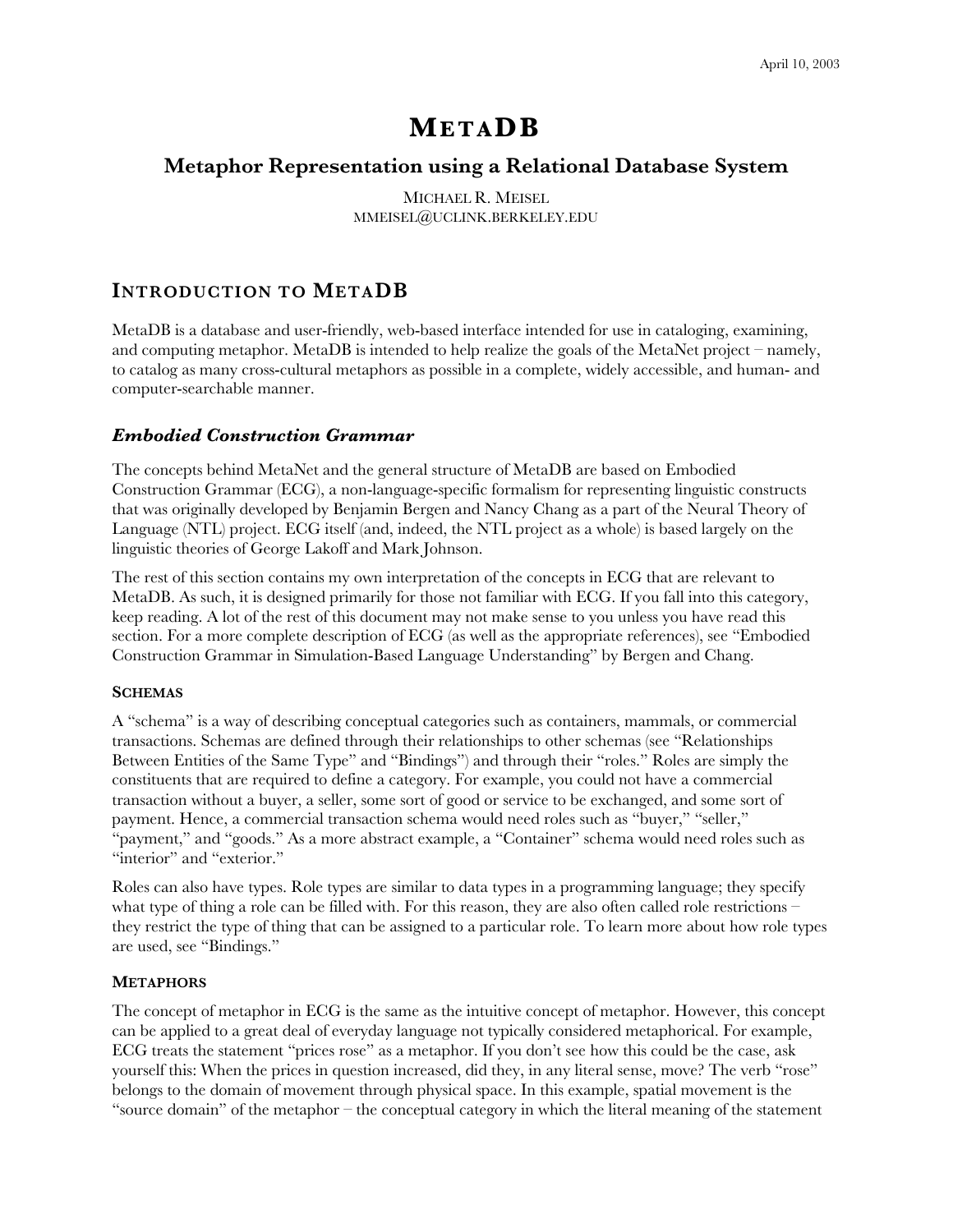April 10, 2003

# METADB

## Metaphor Representation using a Relational Database System

MICHAEL R. MEISEL
MMEISEL@UCLINK.BERKELEY.EDU

## INTRODUCTION TO METADB

MetaDB is a database and user-friendly, web-based interface intended for use in cataloging, examining, and computing metaphor. MetaDB is intended to help realize the goals of the MetaNet project – namely, to catalog as many cross-cultural metaphors as possible in a complete, widely accessible, and human- and computer-searchable manner.

### *Embodied Construction Grammar*

The concepts behind MetaNet and the general structure of MetaDB are based on Embodied Construction Grammar (ECG), a non-language-specific formalism for representing linguistic constructs that was originally developed by Benjamin Bergen and Nancy Chang as a part of the Neural Theory of Language (NTL) project. ECG itself (and, indeed, the NTL project as a whole) is based largely on the linguistic theories of George Lakoff and Mark Johnson.

The rest of this section contains my own interpretation of the concepts in ECG that are relevant to MetaDB. As such, it is designed primarily for those not familiar with ECG. If you fall into this category, keep reading. A lot of the rest of this document may not make sense to you unless you have read this section. For a more complete description of ECG (as well as the appropriate references), see "Embodied Construction Grammar in Simulation-Based Language Understanding" by Bergen and Chang.

#### SCHEMAS

A "schema" is a way of describing conceptual categories such as containers, mammals, or commercial transactions. Schemas are defined through their relationships to other schemas (see "Relationships Between Entities of the Same Type" and "Bindings") and through their "roles." Roles are simply the constituents that are required to define a category. For example, you could not have a commercial transaction without a buyer, a seller, some sort of good or service to be exchanged, and some sort of payment. Hence, a commercial transaction schema would need roles such as "buyer," "seller," "payment," and "goods." As a more abstract example, a "Container" schema would need roles such as "interior" and "exterior."

Roles can also have types. Role types are similar to data types in a programming language; they specify what type of thing a role can be filled with. For this reason, they are also often called role restrictions – they restrict the type of thing that can be assigned to a particular role. To learn more about how role types are used, see "Bindings."

#### METAPHORS

The concept of metaphor in ECG is the same as the intuitive concept of metaphor. However, this concept can be applied to a great deal of everyday language not typically considered metaphorical. For example, ECG treats the statement "prices rose" as a metaphor. If you don't see how this could be the case, ask yourself this: When the prices in question increased, did they, in any literal sense, move? The verb "rose" belongs to the domain of movement through physical space. In this example, spatial movement is the "source domain" of the metaphor – the conceptual category in which the literal meaning of the statement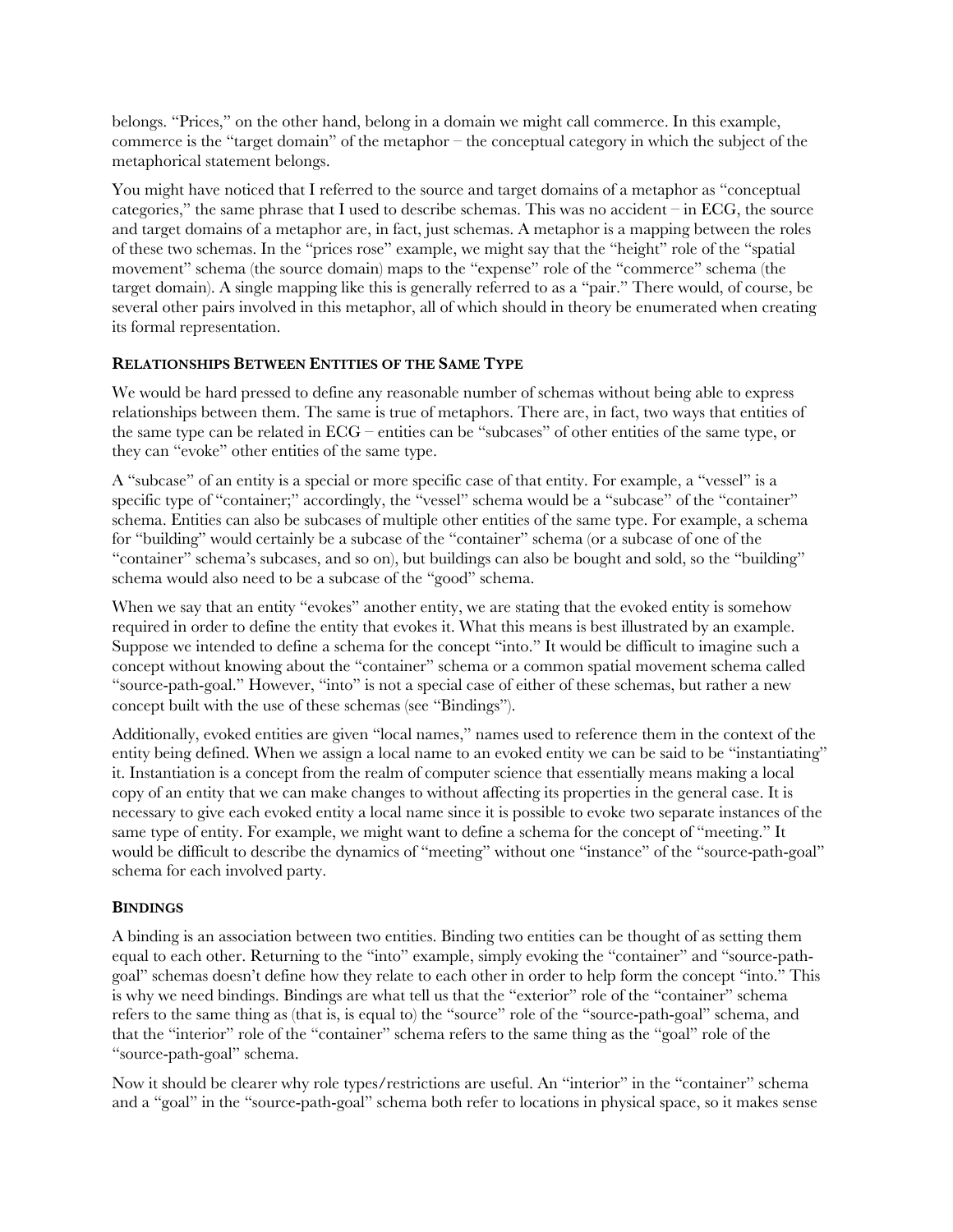belongs. "Prices," on the other hand, belong in a domain we might call commerce. In this example, commerce is the "target domain" of the metaphor – the conceptual category in which the subject of the metaphorical statement belongs.

You might have noticed that I referred to the source and target domains of a metaphor as "conceptual categories," the same phrase that I used to describe schemas. This was no accident – in ECG, the source and target domains of a metaphor are, in fact, just schemas. A metaphor is a mapping between the roles of these two schemas. In the "prices rose" example, we might say that the "height" role of the "spatial movement" schema (the source domain) maps to the "expense" role of the "commerce" schema (the target domain). A single mapping like this is generally referred to as a "pair." There would, of course, be several other pairs involved in this metaphor, all of which should in theory be enumerated when creating its formal representation.

**RELATIONSHIPS BETWEEN ENTITIES OF THE SAME TYPE**

We would be hard pressed to define any reasonable number of schemas without being able to express relationships between them. The same is true of metaphors. There are, in fact, two ways that entities of the same type can be related in ECG – entities can be "subcases" of other entities of the same type, or they can "evoke" other entities of the same type.

A "subcase" of an entity is a special or more specific case of that entity. For example, a "vessel" is a specific type of "container;" accordingly, the "vessel" schema would be a "subcase" of the "container" schema. Entities can also be subcases of multiple other entities of the same type. For example, a schema for "building" would certainly be a subcase of the "container" schema (or a subcase of one of the "container" schema's subcases, and so on), but buildings can also be bought and sold, so the "building" schema would also need to be a subcase of the "good" schema.

When we say that an entity "evokes" another entity, we are stating that the evoked entity is somehow required in order to define the entity that evokes it. What this means is best illustrated by an example. Suppose we intended to define a schema for the concept "into." It would be difficult to imagine such a concept without knowing about the "container" schema or a common spatial movement schema called "source-path-goal." However, "into" is not a special case of either of these schemas, but rather a new concept built with the use of these schemas (see "Bindings").

Additionally, evoked entities are given "local names," names used to reference them in the context of the entity being defined. When we assign a local name to an evoked entity we can be said to be "instantiating" it. Instantiation is a concept from the realm of computer science that essentially means making a local copy of an entity that we can make changes to without affecting its properties in the general case. It is necessary to give each evoked entity a local name since it is possible to evoke two separate instances of the same type of entity. For example, we might want to define a schema for the concept of "meeting." It would be difficult to describe the dynamics of "meeting" without one "instance" of the "source-path-goal" schema for each involved party.

**BINDINGS**

A binding is an association between two entities. Binding two entities can be thought of as setting them equal to each other. Returning to the "into" example, simply evoking the "container" and "source-path-goal" schemas doesn't define how they relate to each other in order to help form the concept "into." This is why we need bindings. Bindings are what tell us that the "exterior" role of the "container" schema refers to the same thing as (that is, is equal to) the "source" role of the "source-path-goal" schema, and that the "interior" role of the "container" schema refers to the same thing as the "goal" role of the "source-path-goal" schema.

Now it should be clearer why role types/restrictions are useful. An "interior" in the "container" schema and a "goal" in the "source-path-goal" schema both refer to locations in physical space, so it makes sense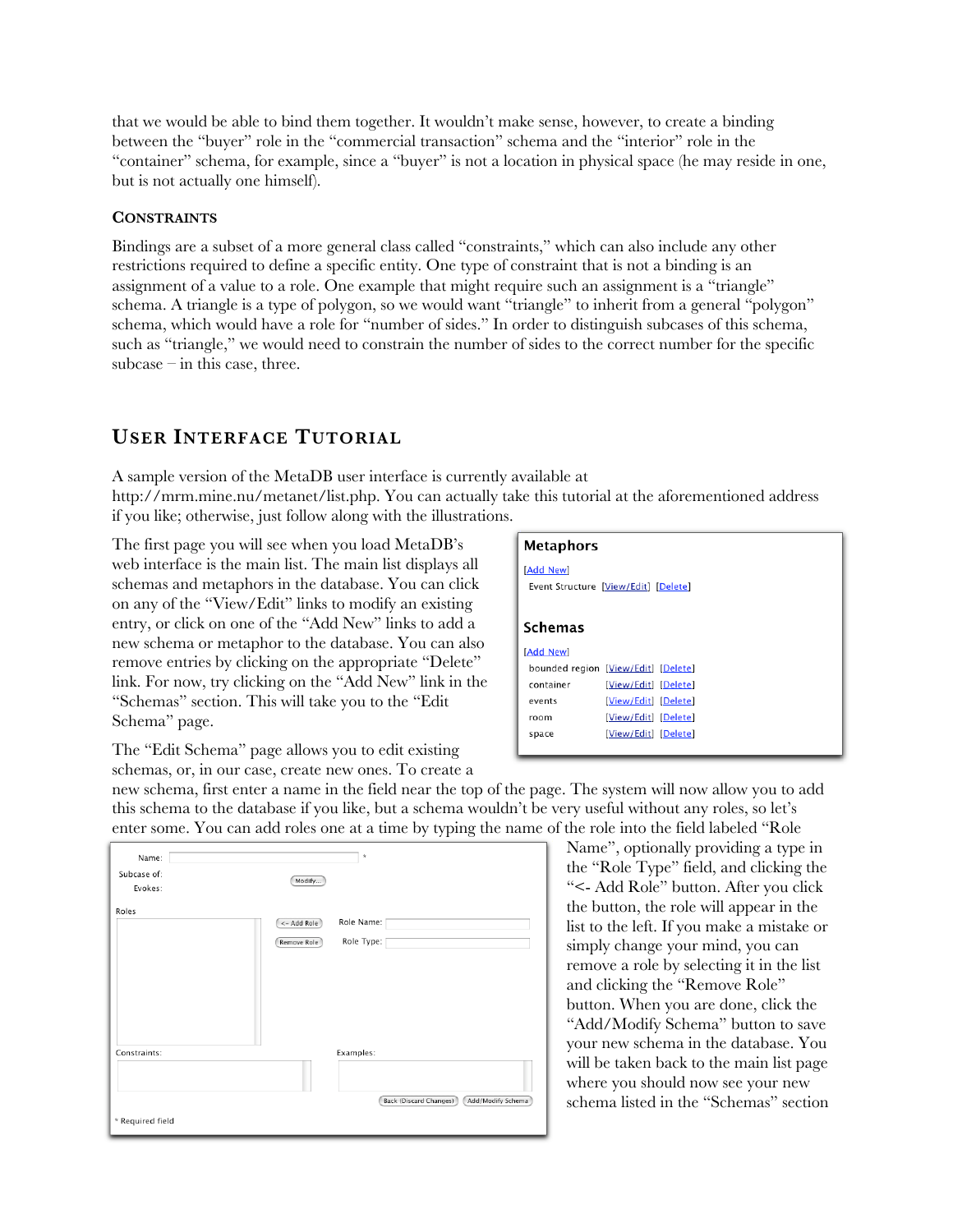that we would be able to bind them together. It wouldn't make sense, however, to create a binding between the "buyer" role in the "commercial transaction" schema and the "interior" role in the "container" schema, for example, since a "buyer" is not a location in physical space (he may reside in one, but is not actually one himself).

### CONSTRAINTS

Bindings are a subset of a more general class called "constraints," which can also include any other restrictions required to define a specific entity. One type of constraint that is not a binding is an assignment of a value to a role. One example that might require such an assignment is a "triangle" schema. A triangle is a type of polygon, so we would want "triangle" to inherit from a general "polygon" schema, which would have a role for "number of sides." In order to distinguish subcases of this schema, such as "triangle," we would need to constrain the number of sides to the correct number for the specific subcase – in this case, three.

## USER INTERFACE TUTORIAL

A sample version of the MetaDB user interface is currently available at http://mrm.mine.nu/metanet/list.php. You can actually take this tutorial at the aforementioned address if you like; otherwise, just follow along with the illustrations.

The first page you will see when you load MetaDB's web interface is the main list. The main list displays all schemas and metaphors in the database. You can click on any of the "View/Edit" links to modify an existing entry, or click on one of the "Add New" links to add a new schema or metaphor to the database. You can also remove entries by clicking on the appropriate "Delete" link. For now, try clicking on the "Add New" link in the "Schemas" section. This will take you to the "Edit Schema" page.

**Metaphors**

[Add New]
Event Structure [View/Edit] [Delete]

**Schemas**

[Add New]
bounded region [View/Edit] [Delete]
container [View/Edit] [Delete]
events [View/Edit] [Delete]
room [View/Edit] [Delete]
space [View/Edit] [Delete]

The "Edit Schema" page allows you to edit existing schemas, or, in our case, create new ones. To create a new schema, first enter a name in the field near the top of the page. The system will now allow you to add this schema to the database if you like, but a schema wouldn't be very useful without any roles, so let's enter some. You can add roles one at a time by typing the name of the role into the field labeled "Role Name", optionally providing a type in the "Role Type" field, and clicking the "<- Add Role" button. After you click the button, the role will appear in the list to the left. If you make a mistake or simply change your mind, you can remove a role by selecting it in the list and clicking the "Remove Role" button. When you are done, click the "Add/Modify Schema" button to save your new schema in the database. You will be taken back to the main list page where you should now see your new schema listed in the "Schemas" section

Name: *
Subcase of:
Evokes: [Modify...]
Roles [<- Add Role] Role Name:
[Remove Role] Role Type:
Constraints: Examples:
[Back (Discard Changes)] [Add/Modify Schema]
* Required field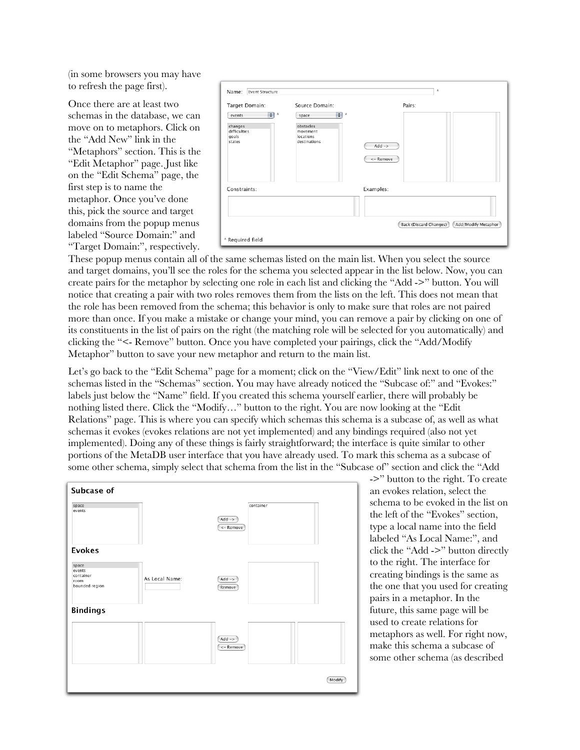(in some browsers you may have to refresh the page first).

Once there are at least two schemas in the database, we can move on to metaphors. Click on the "Add New" link in the "Metaphors" section. This is the "Edit Metaphor" page. Just like on the "Edit Schema" page, the first step is to name the metaphor. Once you've done this, pick the source and target domains from the popup menus labeled "Source Domain:" and "Target Domain:", respectively. These popup menus contain all of the same schemas listed on the main list. When you select the source and target domains, you'll see the roles for the schema you selected appear in the list below. Now, you can create pairs for the metaphor by selecting one role in each list and clicking the "Add ->" button. You will notice that creating a pair with two roles removes them from the lists on the left. This does not mean that the role has been removed from the schema; this behavior is only to make sure that roles are not paired more than once. If you make a mistake or change your mind, you can remove a pair by clicking on one of its constituents in the list of pairs on the right (the matching role will be selected for you automatically) and clicking the "<- Remove" button. Once you have completed your pairings, click the "Add/Modify Metaphor" button to save your new metaphor and return to the main list.

Let's go back to the "Edit Schema" page for a moment; click on the "View/Edit" link next to one of the schemas listed in the "Schemas" section. You may have already noticed the "Subcase of:" and "Evokes:" labels just below the "Name" field. If you created this schema yourself earlier, there will probably be nothing listed there. Click the "Modify…" button to the right. You are now looking at the "Edit Relations" page. This is where you can specify which schemas this schema is a subcase of, as well as what schemas it evokes (evokes relations are not yet implemented) and any bindings required (also not yet implemented). Doing any of these things is fairly straightforward; the interface is quite similar to other portions of the MetaDB user interface that you have already used. To mark this schema as a subcase of some other schema, simply select that schema from the list in the "Subcase of" section and click the "Add ->" button to the right. To create an evokes relation, select the schema to be evoked in the list on the left of the "Evokes" section, type a local name into the field labeled "As Local Name:", and click the "Add ->" button directly to the right. The interface for creating bindings is the same as the one that you used for creating pairs in a metaphor. In the future, this same page will be used to create relations for metaphors as well. For right now, make this schema a subcase of some other schema (as described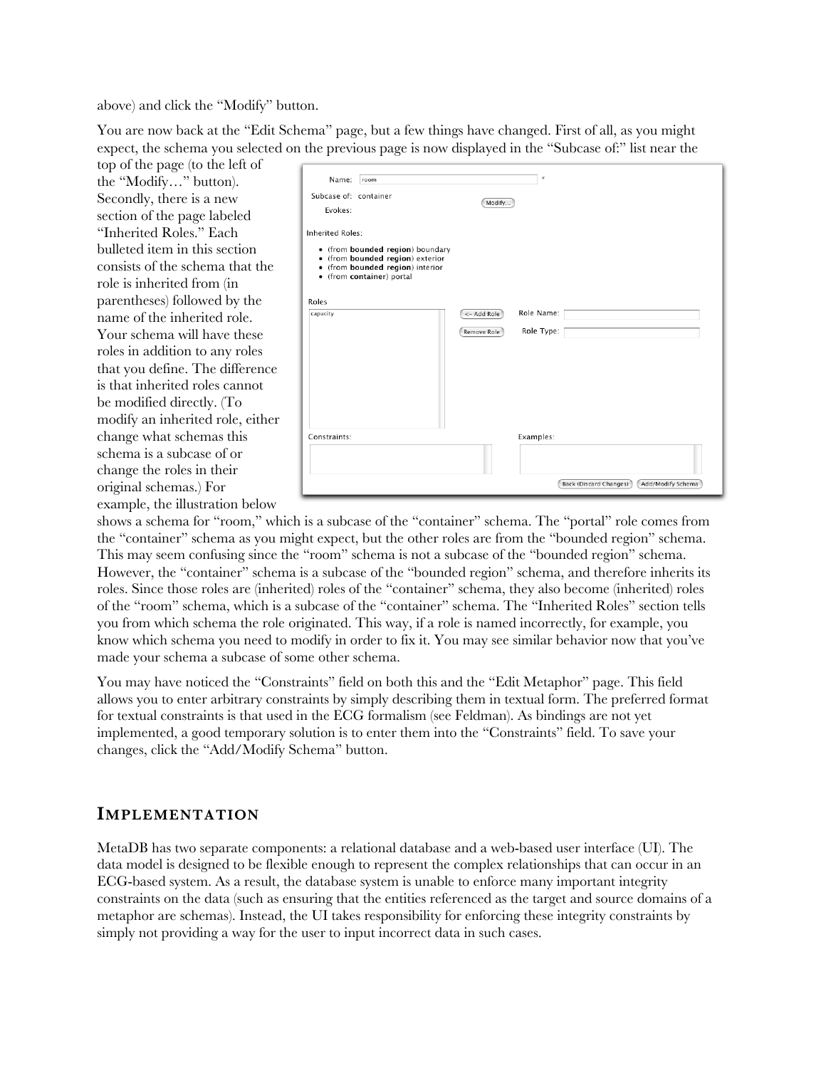above) and click the "Modify" button.

You are now back at the "Edit Schema" page, but a few things have changed. First of all, as you might expect, the schema you selected on the previous page is now displayed in the "Subcase of:" list near the top of the page (to the left of the "Modify…" button). Secondly, there is a new section of the page labeled "Inherited Roles." Each bulleted item in this section consists of the schema that the role is inherited from (in parentheses) followed by the name of the inherited role. Your schema will have these roles in addition to any roles that you define. The difference is that inherited roles cannot be modified directly. (To modify an inherited role, either change what schemas this schema is a subcase of or change the roles in their original schemas.) For example, the illustration below shows a schema for "room," which is a subcase of the "container" schema. The "portal" role comes from the "container" schema as you might expect, but the other roles are from the "bounded region" schema. This may seem confusing since the "room" schema is not a subcase of the "bounded region" schema. However, the "container" schema is a subcase of the "bounded region" schema, and therefore inherits its roles. Since those roles are (inherited) roles of the "container" schema, they also become (inherited) roles of the "room" schema, which is a subcase of the "container" schema. The "Inherited Roles" section tells you from which schema the role originated. This way, if a role is named incorrectly, for example, you know which schema you need to modify in order to fix it. You may see similar behavior now that you've made your schema a subcase of some other schema.

You may have noticed the "Constraints" field on both this and the "Edit Metaphor" page. This field allows you to enter arbitrary constraints by simply describing them in textual form. The preferred format for textual constraints is that used in the ECG formalism (see Feldman). As bindings are not yet implemented, a good temporary solution is to enter them into the "Constraints" field. To save your changes, click the "Add/Modify Schema" button.

## IMPLEMENTATION

MetaDB has two separate components: a relational database and a web-based user interface (UI). The data model is designed to be flexible enough to represent the complex relationships that can occur in an ECG-based system. As a result, the database system is unable to enforce many important integrity constraints on the data (such as ensuring that the entities referenced as the target and source domains of a metaphor are schemas). Instead, the UI takes responsibility for enforcing these integrity constraints by simply not providing a way for the user to input incorrect data in such cases.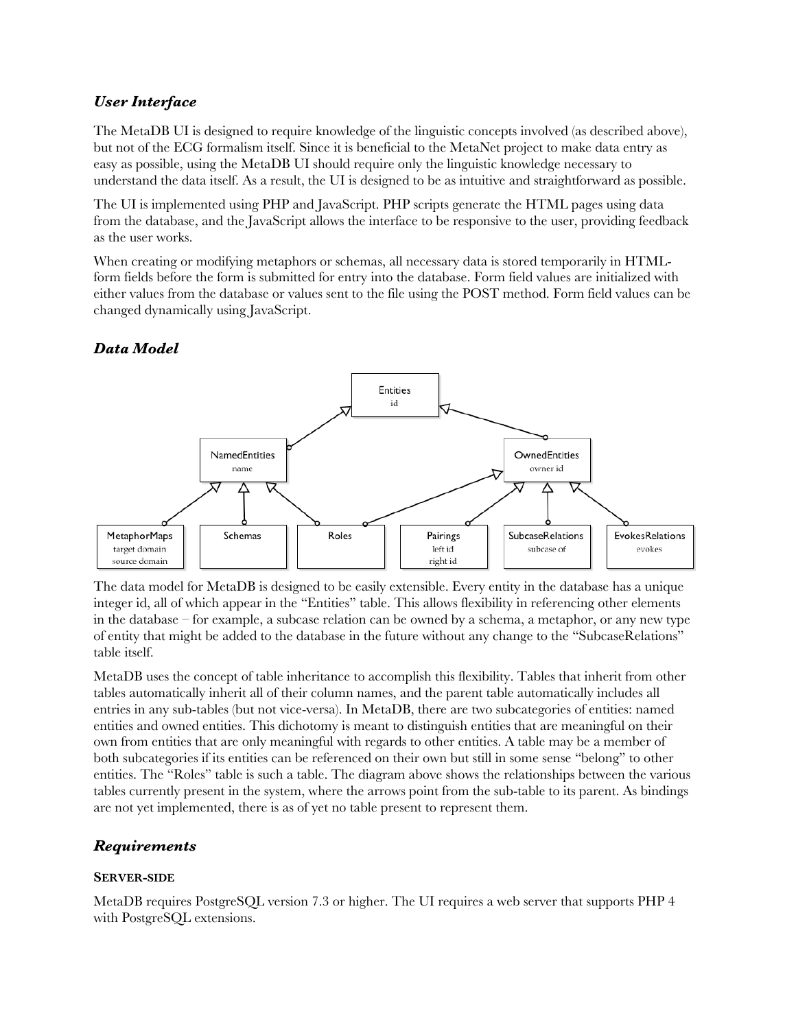## *User Interface*

The MetaDB UI is designed to require knowledge of the linguistic concepts involved (as described above), but not of the ECG formalism itself. Since it is beneficial to the MetaNet project to make data entry as easy as possible, using the MetaDB UI should require only the linguistic knowledge necessary to understand the data itself. As a result, the UI is designed to be as intuitive and straightforward as possible.

The UI is implemented using PHP and JavaScript. PHP scripts generate the HTML pages using data from the database, and the JavaScript allows the interface to be responsive to the user, providing feedback as the user works.

When creating or modifying metaphors or schemas, all necessary data is stored temporarily in HTML-form fields before the form is submitted for entry into the database. Form field values are initialized with either values from the database or values sent to the file using the POST method. Form field values can be changed dynamically using JavaScript.

## *Data Model*

Entities
id

NamedEntities
name

OwnedEntities
owner id

MetaphorMaps
target domain
source domain

Schemas

Roles

Pairings
left id
right id

SubcaseRelations
subcase of

EvokesRelations
evokes

The data model for MetaDB is designed to be easily extensible. Every entity in the database has a unique integer id, all of which appear in the "Entities" table. This allows flexibility in referencing other elements in the database – for example, a subcase relation can be owned by a schema, a metaphor, or any new type of entity that might be added to the database in the future without any change to the "SubcaseRelations" table itself.

MetaDB uses the concept of table inheritance to accomplish this flexibility. Tables that inherit from other tables automatically inherit all of their column names, and the parent table automatically includes all entries in any sub-tables (but not vice-versa). In MetaDB, there are two subcategories of entities: named entities and owned entities. This dichotomy is meant to distinguish entities that are meaningful on their own from entities that are only meaningful with regards to other entities. A table may be a member of both subcategories if its entities can be referenced on their own but still in some sense "belong" to other entities. The "Roles" table is such a table. The diagram above shows the relationships between the various tables currently present in the system, where the arrows point from the sub-table to its parent. As bindings are not yet implemented, there is as of yet no table present to represent them.

## *Requirements*

### SERVER-SIDE

MetaDB requires PostgreSQL version 7.3 or higher. The UI requires a web server that supports PHP 4 with PostgreSQL extensions.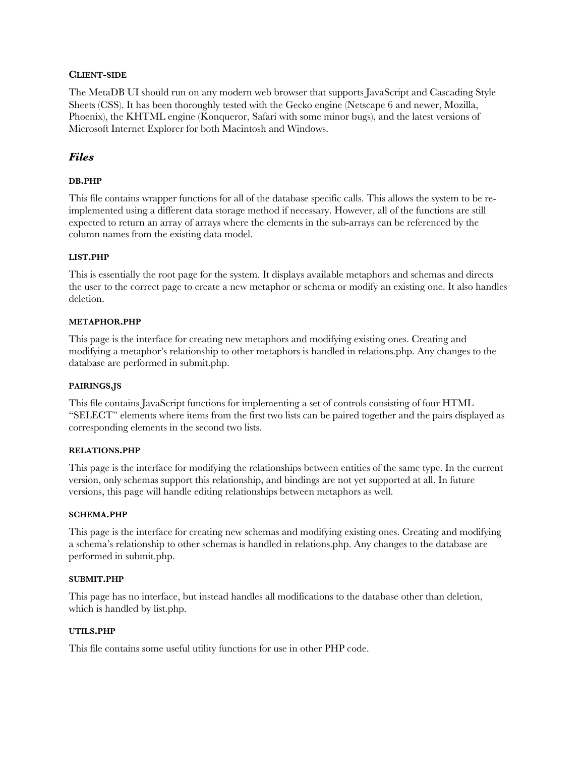#### CLIENT-SIDE

The MetaDB UI should run on any modern web browser that supports JavaScript and Cascading Style Sheets (CSS). It has been thoroughly tested with the Gecko engine (Netscape 6 and newer, Mozilla, Phoenix), the KHTML engine (Konqueror, Safari with some minor bugs), and the latest versions of Microsoft Internet Explorer for both Macintosh and Windows.

### *Files*

#### DB.PHP

This file contains wrapper functions for all of the database specific calls. This allows the system to be re-implemented using a different data storage method if necessary. However, all of the functions are still expected to return an array of arrays where the elements in the sub-arrays can be referenced by the column names from the existing data model.

#### LIST.PHP

This is essentially the root page for the system. It displays available metaphors and schemas and directs the user to the correct page to create a new metaphor or schema or modify an existing one. It also handles deletion.

#### METAPHOR.PHP

This page is the interface for creating new metaphors and modifying existing ones. Creating and modifying a metaphor's relationship to other metaphors is handled in relations.php. Any changes to the database are performed in submit.php.

#### PAIRINGS.JS

This file contains JavaScript functions for implementing a set of controls consisting of four HTML "SELECT" elements where items from the first two lists can be paired together and the pairs displayed as corresponding elements in the second two lists.

#### RELATIONS.PHP

This page is the interface for modifying the relationships between entities of the same type. In the current version, only schemas support this relationship, and bindings are not yet supported at all. In future versions, this page will handle editing relationships between metaphors as well.

#### SCHEMA.PHP

This page is the interface for creating new schemas and modifying existing ones. Creating and modifying a schema's relationship to other schemas is handled in relations.php. Any changes to the database are performed in submit.php.

#### SUBMIT.PHP

This page has no interface, but instead handles all modifications to the database other than deletion, which is handled by list.php.

#### UTILS.PHP

This file contains some useful utility functions for use in other PHP code.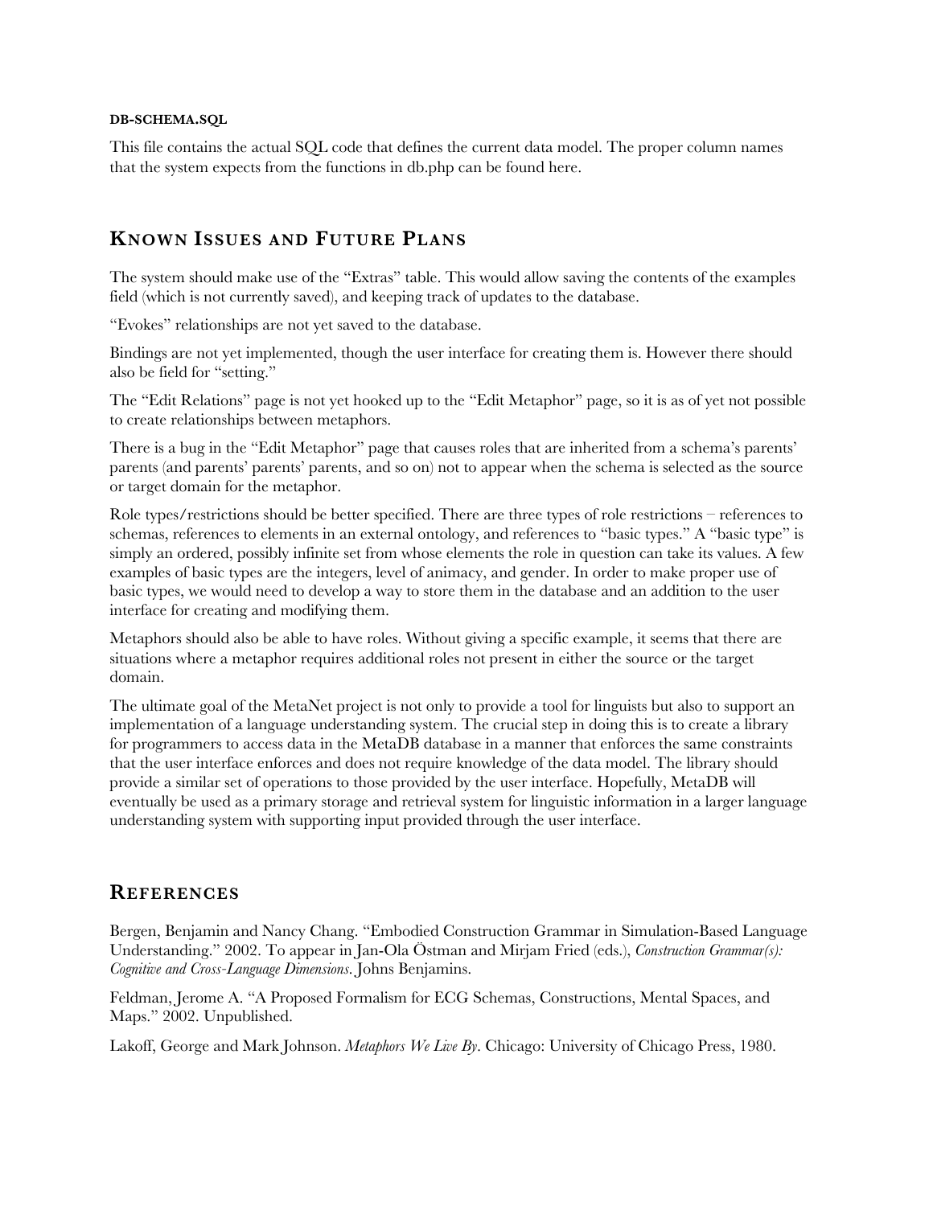**DB-SCHEMA.SQL**

This file contains the actual SQL code that defines the current data model. The proper column names that the system expects from the functions in db.php can be found here.

## Known Issues and Future Plans

The system should make use of the "Extras" table. This would allow saving the contents of the examples field (which is not currently saved), and keeping track of updates to the database.

"Evokes" relationships are not yet saved to the database.

Bindings are not yet implemented, though the user interface for creating them is. However there should also be field for "setting."

The "Edit Relations" page is not yet hooked up to the "Edit Metaphor" page, so it is as of yet not possible to create relationships between metaphors.

There is a bug in the "Edit Metaphor" page that causes roles that are inherited from a schema's parents' parents (and parents' parents' parents, and so on) not to appear when the schema is selected as the source or target domain for the metaphor.

Role types/restrictions should be better specified. There are three types of role restrictions – references to schemas, references to elements in an external ontology, and references to "basic types." A "basic type" is simply an ordered, possibly infinite set from whose elements the role in question can take its values. A few examples of basic types are the integers, level of animacy, and gender. In order to make proper use of basic types, we would need to develop a way to store them in the database and an addition to the user interface for creating and modifying them.

Metaphors should also be able to have roles. Without giving a specific example, it seems that there are situations where a metaphor requires additional roles not present in either the source or the target domain.

The ultimate goal of the MetaNet project is not only to provide a tool for linguists but also to support an implementation of a language understanding system. The crucial step in doing this is to create a library for programmers to access data in the MetaDB database in a manner that enforces the same constraints that the user interface enforces and does not require knowledge of the data model. The library should provide a similar set of operations to those provided by the user interface. Hopefully, MetaDB will eventually be used as a primary storage and retrieval system for linguistic information in a larger language understanding system with supporting input provided through the user interface.

## References

Bergen, Benjamin and Nancy Chang. "Embodied Construction Grammar in Simulation-Based Language Understanding." 2002. To appear in Jan-Ola Östman and Mirjam Fried (eds.), *Construction Grammar(s): Cognitive and Cross-Language Dimensions*. Johns Benjamins.

Feldman, Jerome A. "A Proposed Formalism for ECG Schemas, Constructions, Mental Spaces, and Maps." 2002. Unpublished.

Lakoff, George and Mark Johnson. *Metaphors We Live By*. Chicago: University of Chicago Press, 1980.